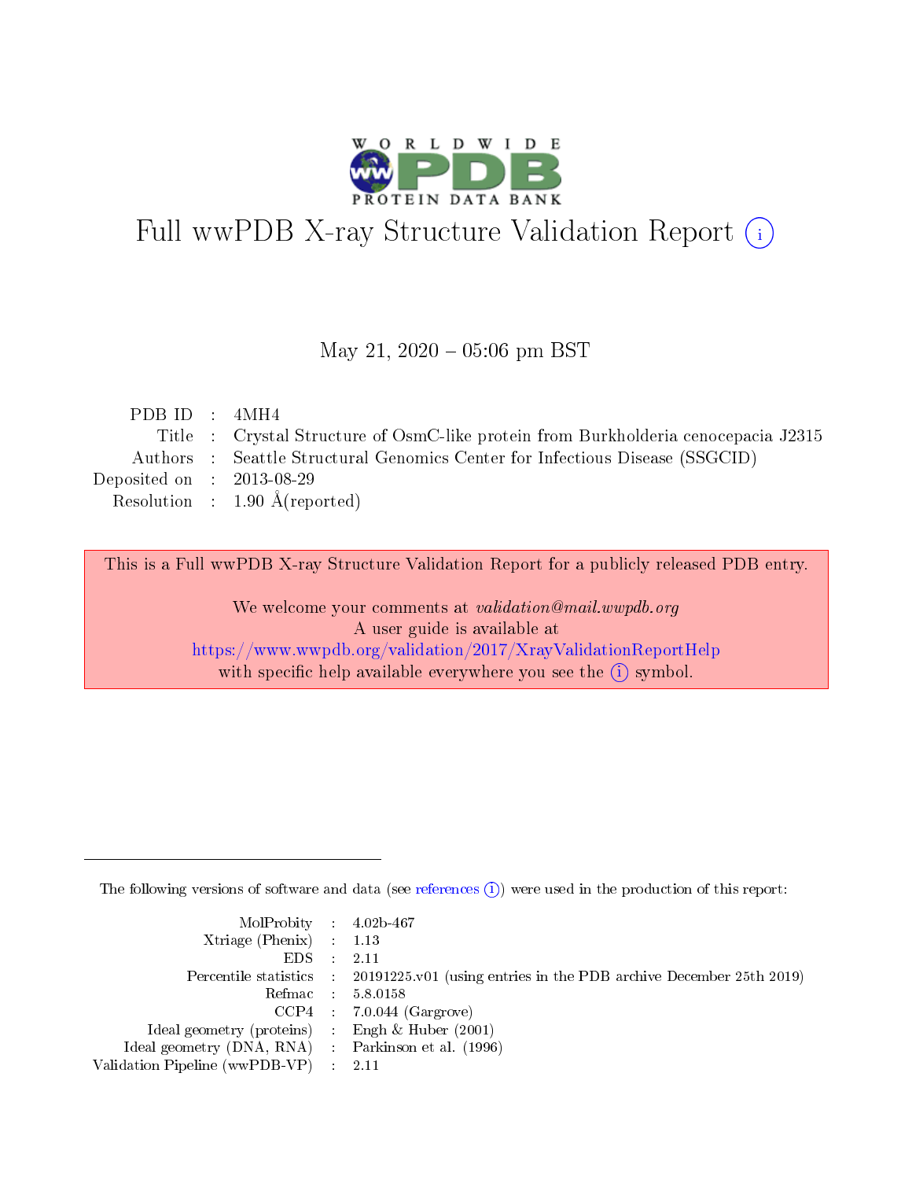# Full wwPDB X-ray Structure Validation Report (i)

May 21, 2020 – 05:06 pm BST

| | | |
|---|---|---|
| PDB ID | : | 4MH4 |
| Title | : | Crystal Structure of OsmC-like protein from Burkholderia cenocepacia J2315 |
| Authors | : | Seattle Structural Genomics Center for Infectious Disease (SSGCID) |
| Deposited on | : | 2013-08-29 |
| Resolution | : | 1.90 Å(reported) |

This is a Full wwPDB X-ray Structure Validation Report for a publicly released PDB entry.

We welcome your comments at *validation@mail.wwpdb.org*
A user guide is available at
https://www.wwpdb.org/validation/2017/XrayValidationReportHelp
with specific help available everywhere you see the (i) symbol.

The following versions of software and data (see references (i)) were used in the production of this report:

| | | |
|---|---|---|
| MolProbity | : | 4.02b-467 |
| Xtriage (Phenix) | : | 1.13 |
| EDS | : | 2.11 |
| Percentile statistics | : | 20191225.v01 (using entries in the PDB archive December 25th 2019) |
| Refmac | : | 5.8.0158 |
| CCP4 | : | 7.0.044 (Gargrove) |
| Ideal geometry (proteins) | : | Engh & Huber (2001) |
| Ideal geometry (DNA, RNA) | : | Parkinson et al. (1996) |
| Validation Pipeline (wwPDB-VP) | : | 2.11 |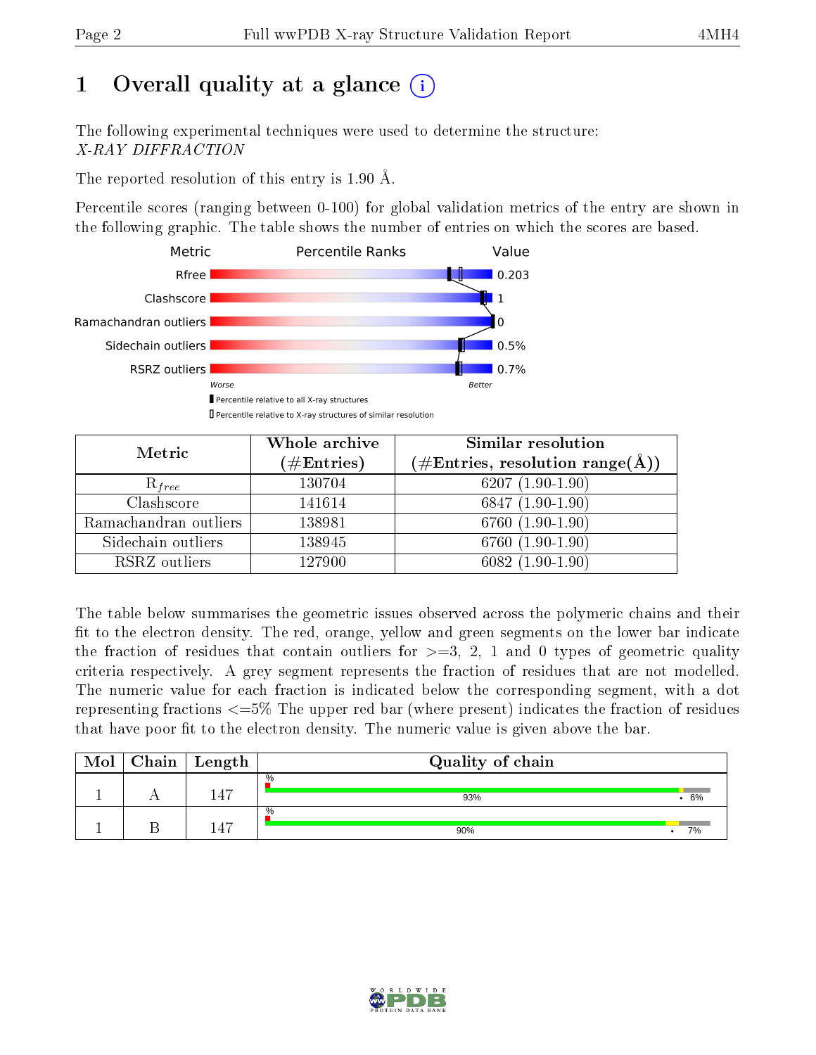# 1 Overall quality at a glance (i)

The following experimental techniques were used to determine the structure:
*X-RAY DIFFRACTION*

The reported resolution of this entry is 1.90 Å.

Percentile scores (ranging between 0-100) for global validation metrics of the entry are shown in the following graphic. The table shows the number of entries on which the scores are based.

| Metric | Value |
|---|---|
| Rfree | 0.203 |
| Clashscore | 1 |
| Ramachandran outliers | 0 |
| Sidechain outliers | 0.5% |
| RSRZ outliers | 0.7% |

Worse — Better

▮ Percentile relative to all X-ray structures
▯ Percentile relative to X-ray structures of similar resolution

| Metric | Whole archive (#Entries) | Similar resolution (#Entries, resolution range(Å)) |
|---|---|---|
| $R_{free}$ | 130704 | 6207 (1.90-1.90) |
| Clashscore | 141614 | 6847 (1.90-1.90) |
| Ramachandran outliers | 138981 | 6760 (1.90-1.90) |
| Sidechain outliers | 138945 | 6760 (1.90-1.90) |
| RSRZ outliers | 127900 | 6082 (1.90-1.90) |

The table below summarises the geometric issues observed across the polymeric chains and their fit to the electron density. The red, orange, yellow and green segments on the lower bar indicate the fraction of residues that contain outliers for >=3, 2, 1 and 0 types of geometric quality criteria respectively. A grey segment represents the fraction of residues that are not modelled. The numeric value for each fraction is indicated below the corresponding segment, with a dot representing fractions <=5% The upper red bar (where present) indicates the fraction of residues that have poor fit to the electron density. The numeric value is given above the bar.

| Mol | Chain | Length | Quality of chain |
|---|---|---|---|
| 1 | A | 147 | % ; 93% • 6% |
| 1 | B | 147 | % ; 90% • 7% |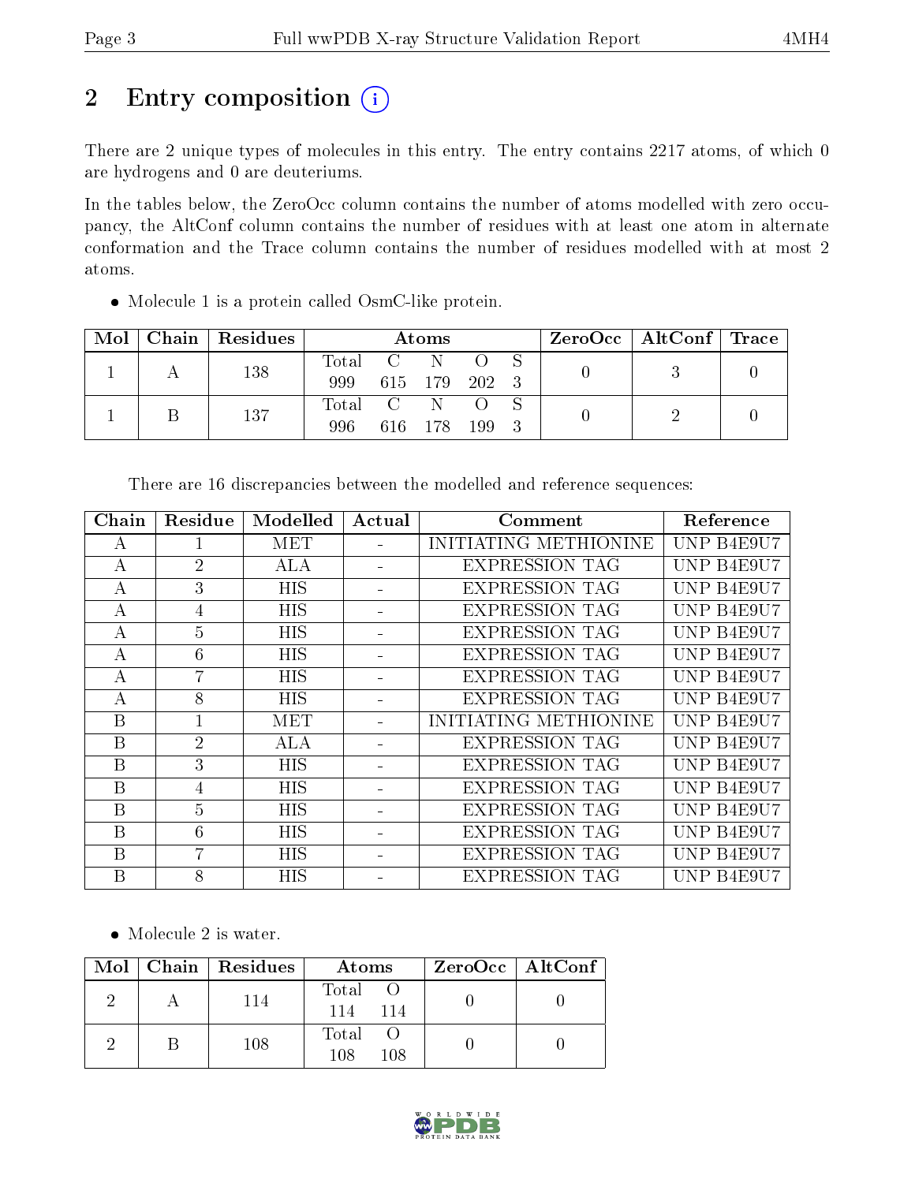# 2 Entry composition

There are 2 unique types of molecules in this entry. The entry contains 2217 atoms, of which 0 are hydrogens and 0 are deuteriums.

In the tables below, the ZeroOcc column contains the number of atoms modelled with zero occupancy, the AltConf column contains the number of residues with at least one atom in alternate conformation and the Trace column contains the number of residues modelled with at most 2 atoms.

- Molecule 1 is a protein called OsmC-like protein.

| Mol | Chain | Residues | Atoms | | | | | ZeroOcc | AltConf | Trace |
|---|---|---|---|---|---|---|---|---|---|---|
| | | | Total | C | N | O | S | | | |
| 1 | A | 138 | 999 | 615 | 179 | 202 | 3 | 0 | 3 | 0 |
| 1 | B | 137 | 996 | 616 | 178 | 199 | 3 | 0 | 2 | 0 |

There are 16 discrepancies between the modelled and reference sequences:

| Chain | Residue | Modelled | Actual | Comment | Reference |
|---|---|---|---|---|---|
| A | 1 | MET | - | INITIATING METHIONINE | UNP B4E9U7 |
| A | 2 | ALA | - | EXPRESSION TAG | UNP B4E9U7 |
| A | 3 | HIS | - | EXPRESSION TAG | UNP B4E9U7 |
| A | 4 | HIS | - | EXPRESSION TAG | UNP B4E9U7 |
| A | 5 | HIS | - | EXPRESSION TAG | UNP B4E9U7 |
| A | 6 | HIS | - | EXPRESSION TAG | UNP B4E9U7 |
| A | 7 | HIS | - | EXPRESSION TAG | UNP B4E9U7 |
| A | 8 | HIS | - | EXPRESSION TAG | UNP B4E9U7 |
| B | 1 | MET | - | INITIATING METHIONINE | UNP B4E9U7 |
| B | 2 | ALA | - | EXPRESSION TAG | UNP B4E9U7 |
| B | 3 | HIS | - | EXPRESSION TAG | UNP B4E9U7 |
| B | 4 | HIS | - | EXPRESSION TAG | UNP B4E9U7 |
| B | 5 | HIS | - | EXPRESSION TAG | UNP B4E9U7 |
| B | 6 | HIS | - | EXPRESSION TAG | UNP B4E9U7 |
| B | 7 | HIS | - | EXPRESSION TAG | UNP B4E9U7 |
| B | 8 | HIS | - | EXPRESSION TAG | UNP B4E9U7 |

- Molecule 2 is water.

| Mol | Chain | Residues | Atoms | | ZeroOcc | AltConf |
|---|---|---|---|---|---|---|
| | | | Total | O | | |
| 2 | A | 114 | 114 | 114 | 0 | 0 |
| 2 | B | 108 | 108 | 108 | 0 | 0 |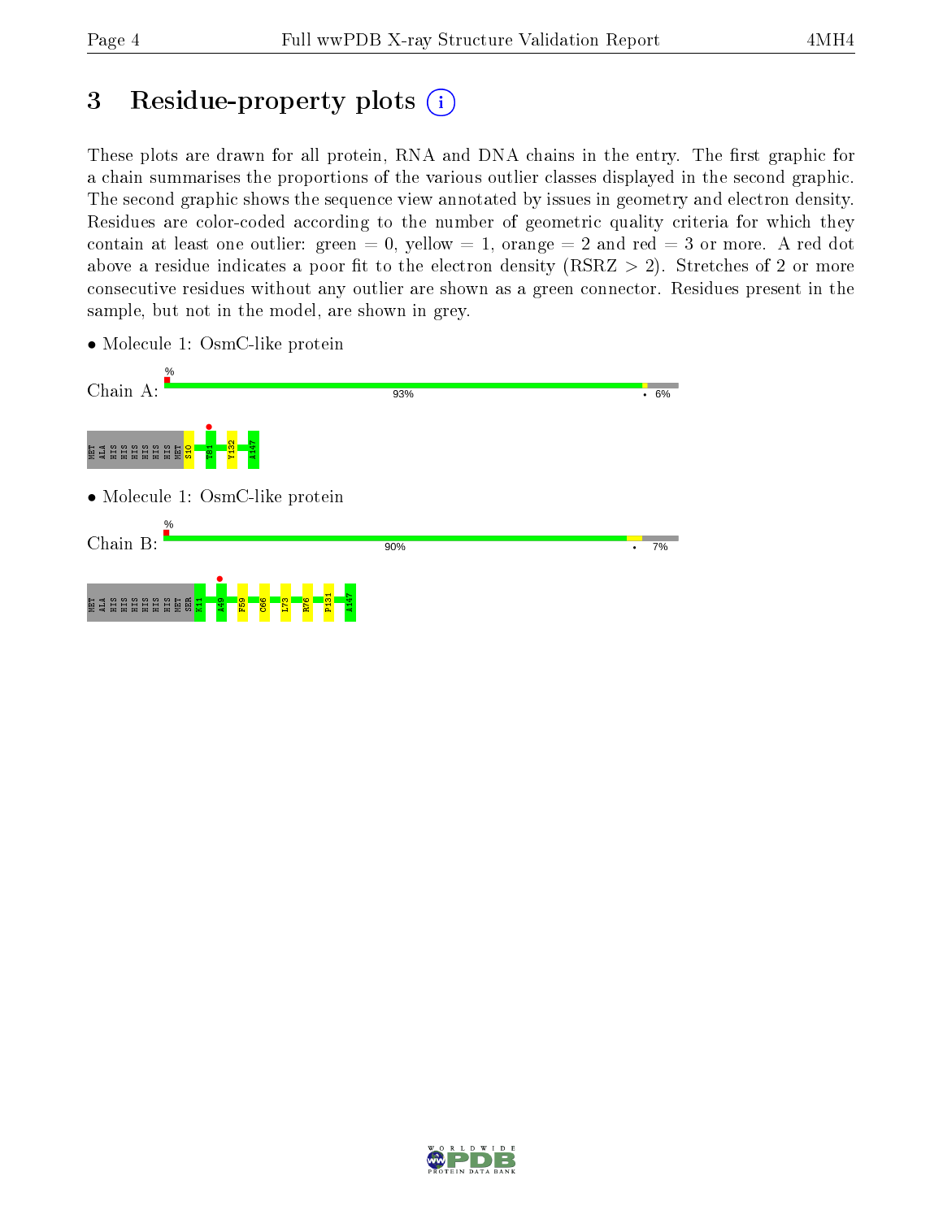# 3 Residue-property plots

These plots are drawn for all protein, RNA and DNA chains in the entry. The first graphic for a chain summarises the proportions of the various outlier classes displayed in the second graphic. The second graphic shows the sequence view annotated by issues in geometry and electron density. Residues are color-coded according to the number of geometric quality criteria for which they contain at least one outlier: green = 0, yellow = 1, orange = 2 and red = 3 or more. A red dot above a residue indicates a poor fit to the electron density (RSRZ > 2). Stretches of 2 or more consecutive residues without any outlier are shown as a green connector. Residues present in the sample, but not in the model, are shown in grey.

- Molecule 1: OsmC-like protein

Chain A: % 93% • 6%

MET ALA HIS HIS HIS HIS HIS HIS MET S10 T81 Y132 A147

- Molecule 1: OsmC-like protein

Chain B: % 90% • 7%

MET ALA HIS HIS HIS HIS HIS HIS MET SER K11 A49 F59 C66 L73 R76 P131 A147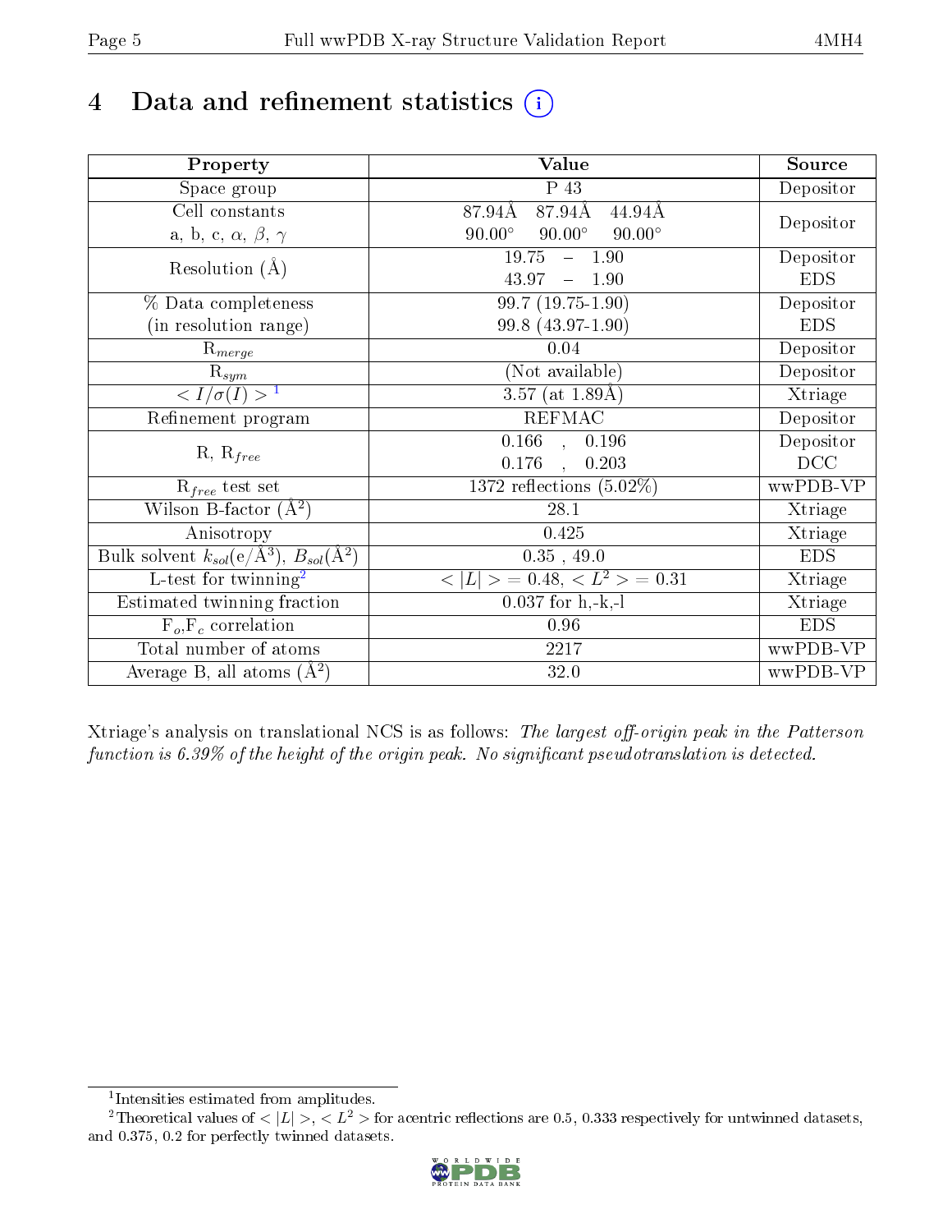# 4 Data and refinement statistics (i)

| Property | Value | Source |
|---|---|---|
| Space group | P 43 | Depositor |
| Cell constants<br>a, b, c, $\alpha$, $\beta$, $\gamma$ | 87.94Å 87.94Å 44.94Å<br>90.00° 90.00° 90.00° | Depositor |
| Resolution (Å) | 19.75 – 1.90<br>43.97 – 1.90 | Depositor<br>EDS |
| % Data completeness<br>(in resolution range) | 99.7 (19.75-1.90)<br>99.8 (43.97-1.90) | Depositor<br>EDS |
| $R_{merge}$ | 0.04 | Depositor |
| $R_{sym}$ | (Not available) | Depositor |
| $< I/\sigma(I) >$ [1] | 3.57 (at 1.89Å) | Xtriage |
| Refinement program | REFMAC | Depositor |
| R, $R_{free}$ | 0.166 , 0.196<br>0.176 , 0.203 | Depositor<br>DCC |
| $R_{free}$ test set | 1372 reflections (5.02%) | wwPDB-VP |
| Wilson B-factor ($Å^2$) | 28.1 | Xtriage |
| Anisotropy | 0.425 | Xtriage |
| Bulk solvent $k_{sol}$(e/$Å^3$), $B_{sol}$($Å^2$) | 0.35 , 49.0 | EDS |
| L-test for twinning[2] | $< \vert L \vert > = 0.48$, $< L^2 > = 0.31$ | Xtriage |
| Estimated twinning fraction | 0.037 for h,-k,-l | Xtriage |
| $F_o$,$F_c$ correlation | 0.96 | EDS |
| Total number of atoms | 2217 | wwPDB-VP |
| Average B, all atoms ($Å^2$) | 32.0 | wwPDB-VP |

Xtriage's analysis on translational NCS is as follows: *The largest off-origin peak in the Patterson function is 6.39% of the height of the origin peak. No significant pseudotranslation is detected.*

[1] Intensities estimated from amplitudes.

[2] Theoretical values of $< |L| >$, $< L^2 >$ for acentric reflections are 0.5, 0.333 respectively for untwinned datasets, and 0.375, 0.2 for perfectly twinned datasets.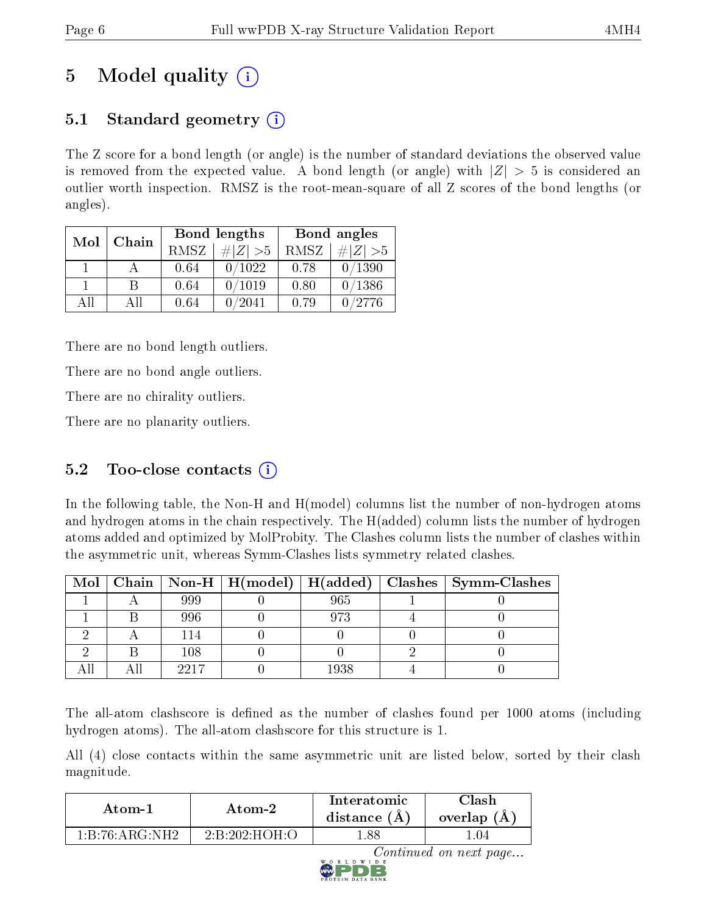# 5 Model quality

## 5.1 Standard geometry

The Z score for a bond length (or angle) is the number of standard deviations the observed value is removed from the expected value. A bond length (or angle) with $|Z| > 5$ is considered an outlier worth inspection. RMSZ is the root-mean-square of all Z scores of the bond lengths (or angles).

| Mol | Chain | Bond lengths | | Bond angles | |
|---|---|---|---|---|---|
| | | RMSZ | $\#\|Z\| > 5$ | RMSZ | $\#\|Z\| > 5$ |
| 1 | A | 0.64 | 0/1022 | 0.78 | 0/1390 |
| 1 | B | 0.64 | 0/1019 | 0.80 | 0/1386 |
| All | All | 0.64 | 0/2041 | 0.79 | 0/2776 |

There are no bond length outliers.

There are no bond angle outliers.

There are no chirality outliers.

There are no planarity outliers.

## 5.2 Too-close contacts

In the following table, the Non-H and H(model) columns list the number of non-hydrogen atoms and hydrogen atoms in the chain respectively. The H(added) column lists the number of hydrogen atoms added and optimized by MolProbity. The Clashes column lists the number of clashes within the asymmetric unit, whereas Symm-Clashes lists symmetry related clashes.

| Mol | Chain | Non-H | H(model) | H(added) | Clashes | Symm-Clashes |
|---|---|---|---|---|---|---|
| 1 | A | 999 | 0 | 965 | 1 | 0 |
| 1 | B | 996 | 0 | 973 | 4 | 0 |
| 2 | A | 114 | 0 | 0 | 0 | 0 |
| 2 | B | 108 | 0 | 0 | 2 | 0 |
| All | All | 2217 | 0 | 1938 | 4 | 0 |

The all-atom clashscore is defined as the number of clashes found per 1000 atoms (including hydrogen atoms). The all-atom clashscore for this structure is 1.

All (4) close contacts within the same asymmetric unit are listed below, sorted by their clash magnitude.

| Atom-1 | Atom-2 | Interatomic distance (Å) | Clash overlap (Å) |
|---|---|---|---|
| 1:B:76:ARG:NH2 | 2:B:202:HOH:O | 1.88 | 1.04 |

*Continued on next page...*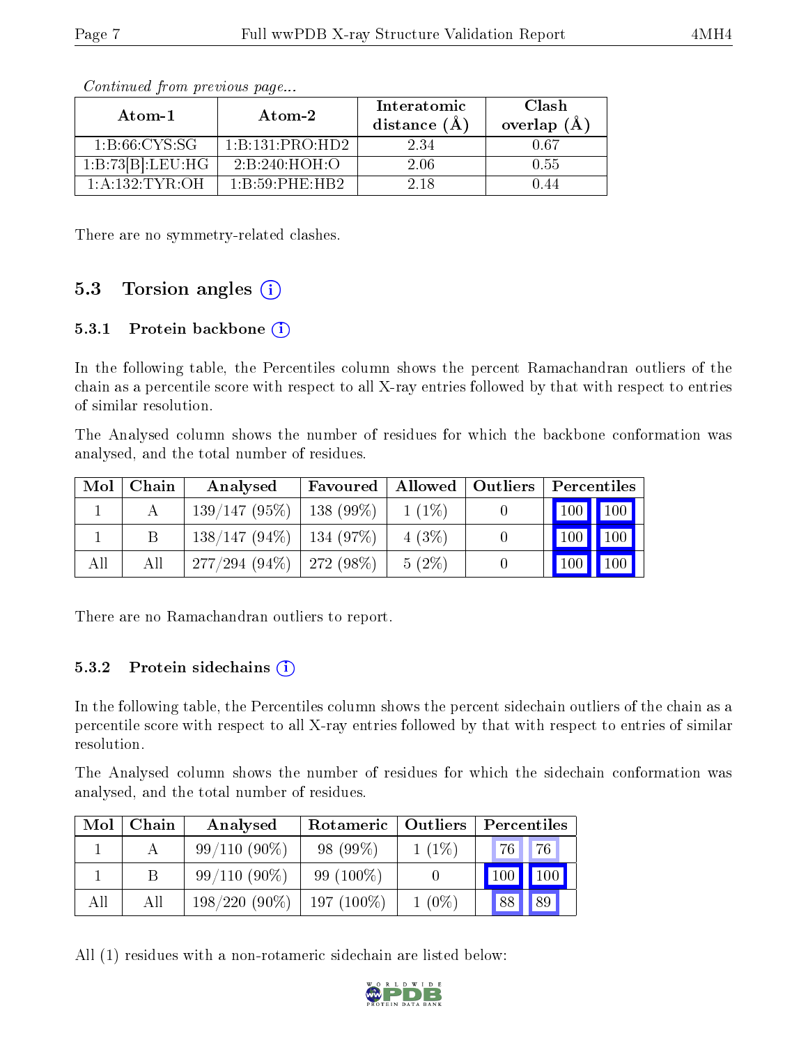*Continued from previous page...*

| Atom-1 | Atom-2 | Interatomic distance (Å) | Clash overlap (Å) |
|---|---|---|---|
| 1:B:66:CYS:SG | 1:B:131:PRO:HD2 | 2.34 | 0.67 |
| 1:B:73[B]:LEU:HG | 2:B:240:HOH:O | 2.06 | 0.55 |
| 1:A:132:TYR:OH | 1:B:59:PHE:HB2 | 2.18 | 0.44 |

There are no symmetry-related clashes.

## 5.3 Torsion angles

### 5.3.1 Protein backbone

In the following table, the Percentiles column shows the percent Ramachandran outliers of the chain as a percentile score with respect to all X-ray entries followed by that with respect to entries of similar resolution.

The Analysed column shows the number of residues for which the backbone conformation was analysed, and the total number of residues.

| Mol | Chain | Analysed | Favoured | Allowed | Outliers | Percentiles | |
|---|---|---|---|---|---|---|---|
| 1 | A | 139/147 (95%) | 138 (99%) | 1 (1%) | 0 | 100 | 100 |
| 1 | B | 138/147 (94%) | 134 (97%) | 4 (3%) | 0 | 100 | 100 |
| All | All | 277/294 (94%) | 272 (98%) | 5 (2%) | 0 | 100 | 100 |

There are no Ramachandran outliers to report.

### 5.3.2 Protein sidechains

In the following table, the Percentiles column shows the percent sidechain outliers of the chain as a percentile score with respect to all X-ray entries followed by that with respect to entries of similar resolution.

The Analysed column shows the number of residues for which the sidechain conformation was analysed, and the total number of residues.

| Mol | Chain | Analysed | Rotameric | Outliers | Percentiles | |
|---|---|---|---|---|---|---|
| 1 | A | 99/110 (90%) | 98 (99%) | 1 (1%) | 76 | 76 |
| 1 | B | 99/110 (90%) | 99 (100%) | 0 | 100 | 100 |
| All | All | 198/220 (90%) | 197 (100%) | 1 (0%) | 88 | 89 |

All (1) residues with a non-rotameric sidechain are listed below: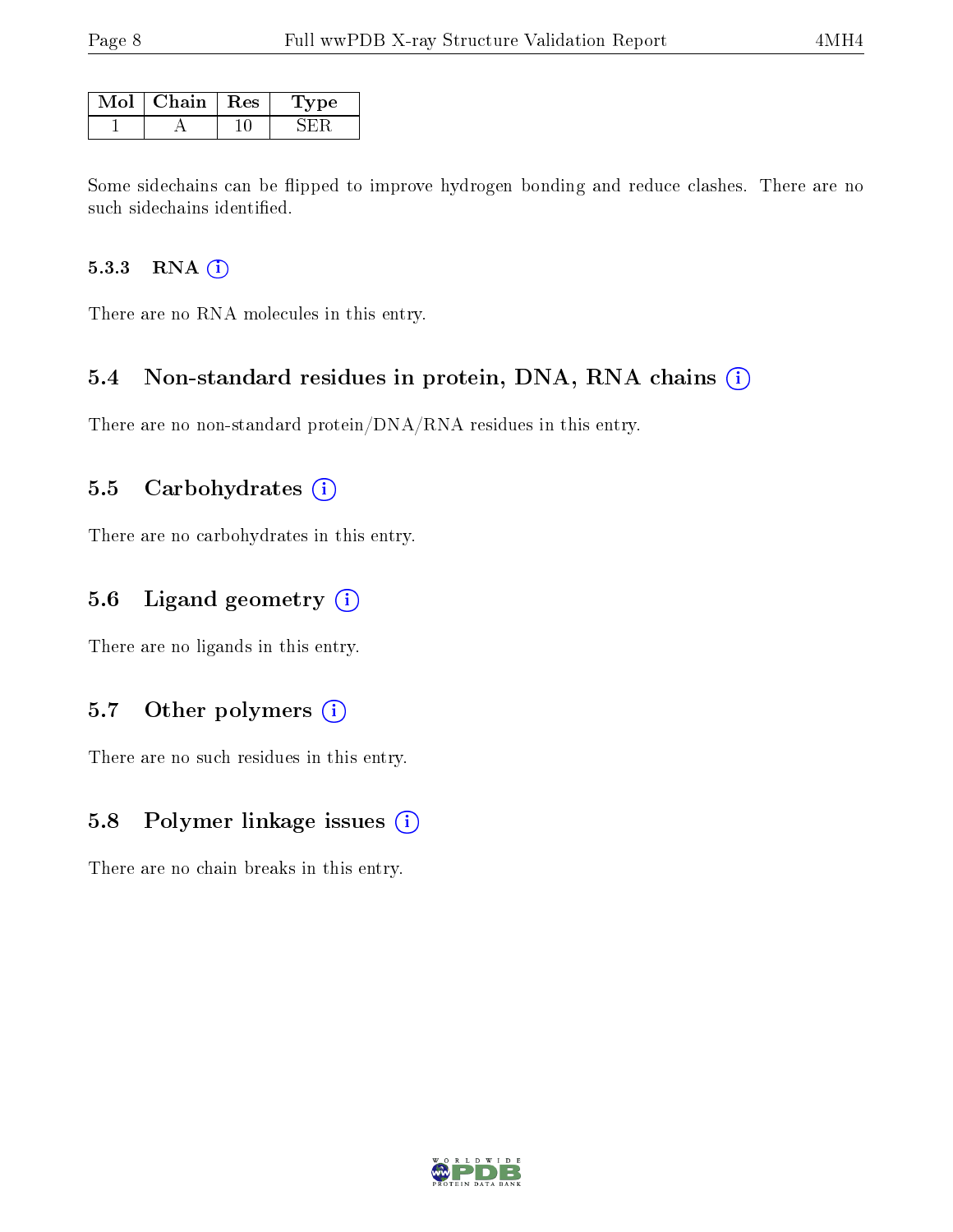| Mol | Chain | Res | Type |
|---|---|---|---|
| 1 | A | 10 | SER |

Some sidechains can be flipped to improve hydrogen bonding and reduce clashes. There are no such sidechains identified.

### 5.3.3 RNA

There are no RNA molecules in this entry.

## 5.4 Non-standard residues in protein, DNA, RNA chains

There are no non-standard protein/DNA/RNA residues in this entry.

## 5.5 Carbohydrates

There are no carbohydrates in this entry.

## 5.6 Ligand geometry

There are no ligands in this entry.

## 5.7 Other polymers

There are no such residues in this entry.

## 5.8 Polymer linkage issues

There are no chain breaks in this entry.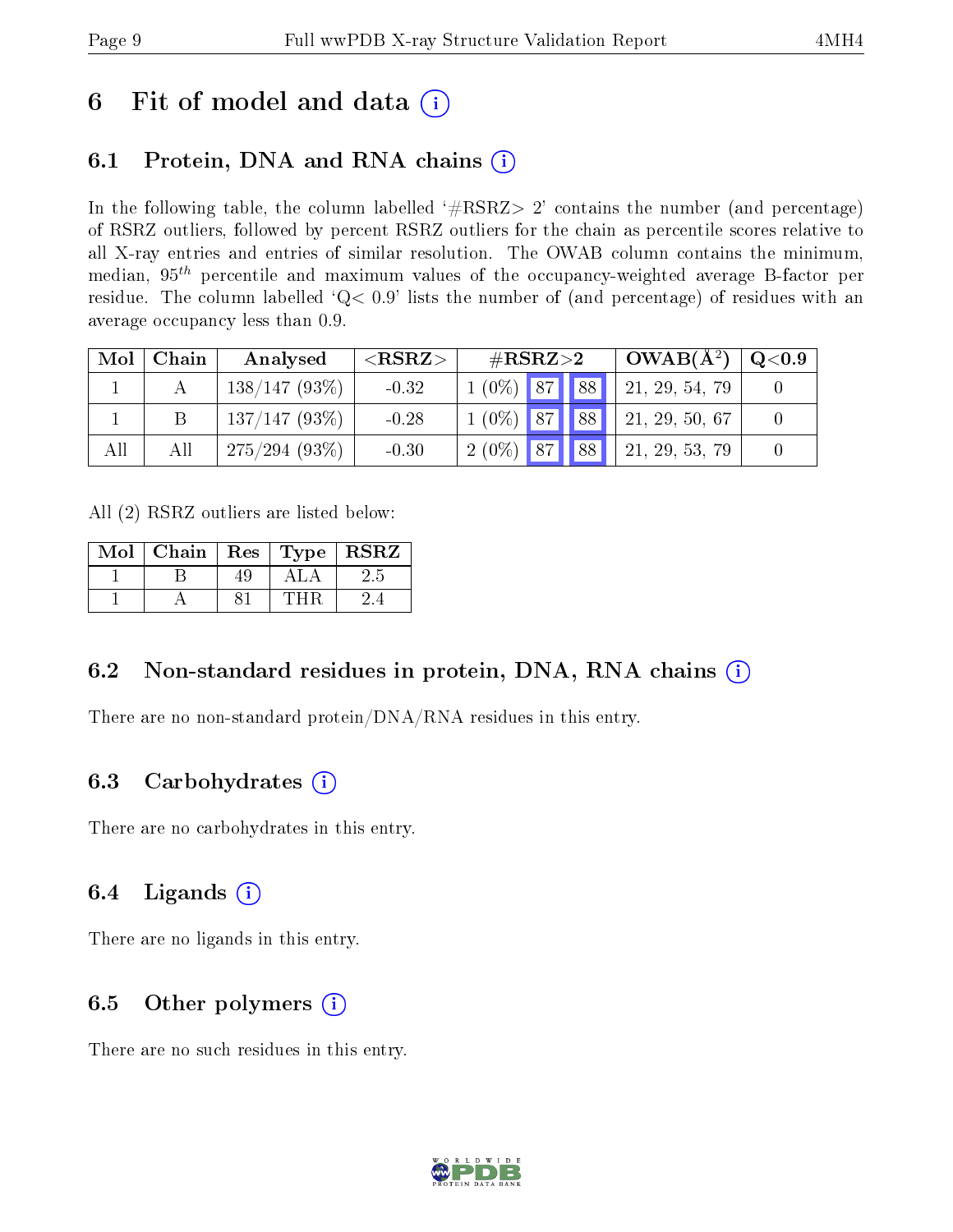# 6 Fit of model and data (i)

## 6.1 Protein, DNA and RNA chains (i)

In the following table, the column labelled '#RSRZ> 2' contains the number (and percentage) of RSRZ outliers, followed by percent RSRZ outliers for the chain as percentile scores relative to all X-ray entries and entries of similar resolution. The OWAB column contains the minimum, median, $95^{th}$ percentile and maximum values of the occupancy-weighted average B-factor per residue. The column labelled 'Q< 0.9' lists the number of (and percentage) of residues with an average occupancy less than 0.9.

| Mol | Chain | Analysed | <RSRZ> | #RSRZ>2 | | | OWAB(Å$^2$) | Q<0.9 |
|---|---|---|---|---|---|---|---|---|
| 1 | A | 138/147 (93%) | -0.32 | 1 (0%) | 87 | 88 | 21, 29, 54, 79 | 0 |
| 1 | B | 137/147 (93%) | -0.28 | 1 (0%) | 87 | 88 | 21, 29, 50, 67 | 0 |
| All | All | 275/294 (93%) | -0.30 | 2 (0%) | 87 | 88 | 21, 29, 53, 79 | 0 |

All (2) RSRZ outliers are listed below:

| Mol | Chain | Res | Type | RSRZ |
|---|---|---|---|---|
| 1 | B | 49 | ALA | 2.5 |
| 1 | A | 81 | THR | 2.4 |

## 6.2 Non-standard residues in protein, DNA, RNA chains (i)

There are no non-standard protein/DNA/RNA residues in this entry.

## 6.3 Carbohydrates (i)

There are no carbohydrates in this entry.

## 6.4 Ligands (i)

There are no ligands in this entry.

## 6.5 Other polymers (i)

There are no such residues in this entry.